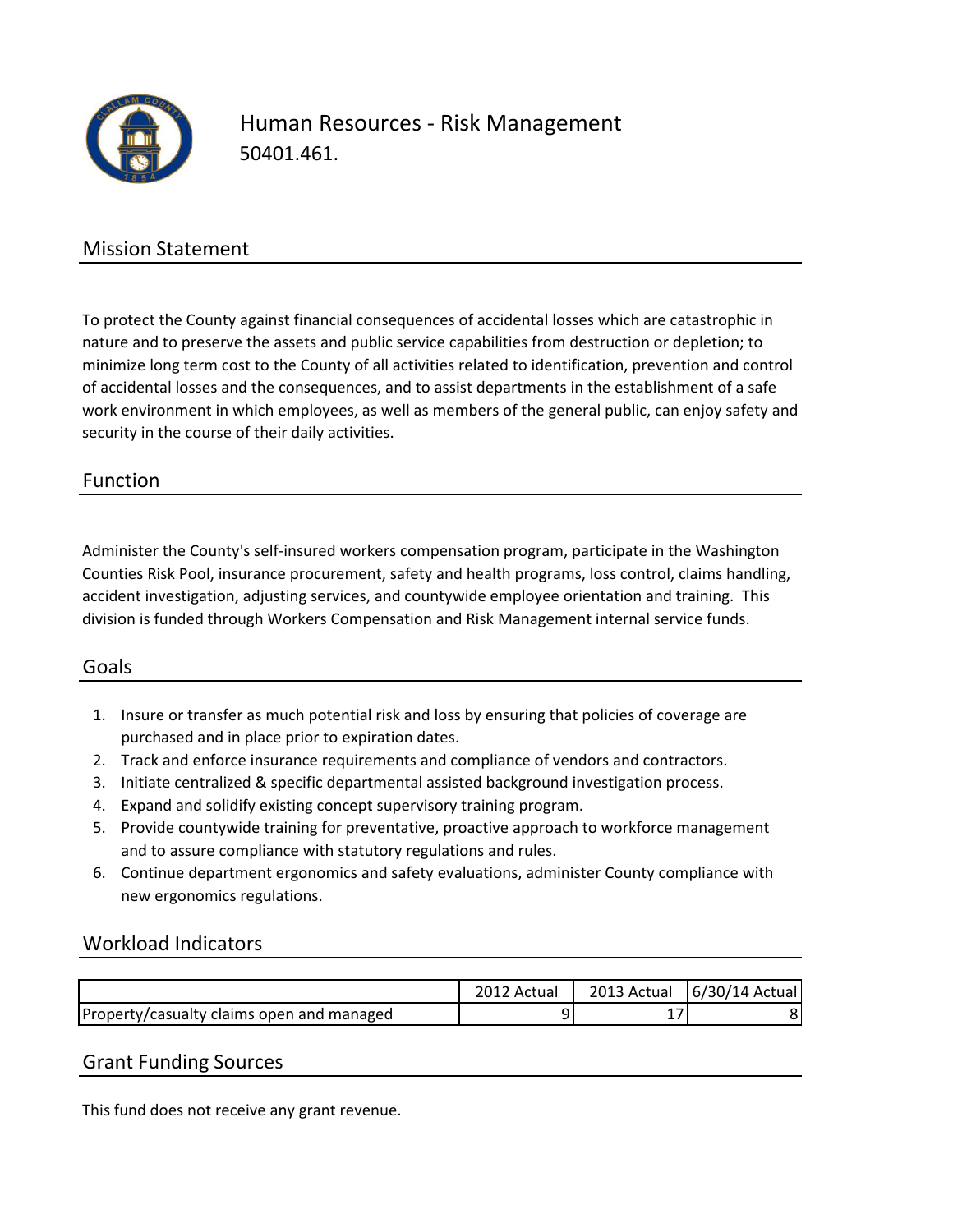# Human Resources - Risk Management

50401.461.

## Mission Statement

To protect the County against financial consequences of accidental losses which are catastrophic in nature and to preserve the assets and public service capabilities from destruction or depletion; to minimize long term cost to the County of all activities related to identification, prevention and control of accidental losses and the consequences, and to assist departments in the establishment of a safe work environment in which employees, as well as members of the general public, can enjoy safety and security in the course of their daily activities.

## Function

Administer the County's self-insured workers compensation program, participate in the Washington Counties Risk Pool, insurance procurement, safety and health programs, loss control, claims handling, accident investigation, adjusting services, and countywide employee orientation and training. This division is funded through Workers Compensation and Risk Management internal service funds.

## Goals

1. Insure or transfer as much potential risk and loss by ensuring that policies of coverage are purchased and in place prior to expiration dates.
2. Track and enforce insurance requirements and compliance of vendors and contractors.
3. Initiate centralized & specific departmental assisted background investigation process.
4. Expand and solidify existing concept supervisory training program.
5. Provide countywide training for preventative, proactive approach to workforce management and to assure compliance with statutory regulations and rules.
6. Continue department ergonomics and safety evaluations, administer County compliance with new ergonomics regulations.

## Workload Indicators

| | 2012 Actual | 2013 Actual | 6/30/14 Actual |
|---|---|---|---|
| Property/casualty claims open and managed | 9 | 17 | 8 |

## Grant Funding Sources

This fund does not receive any grant revenue.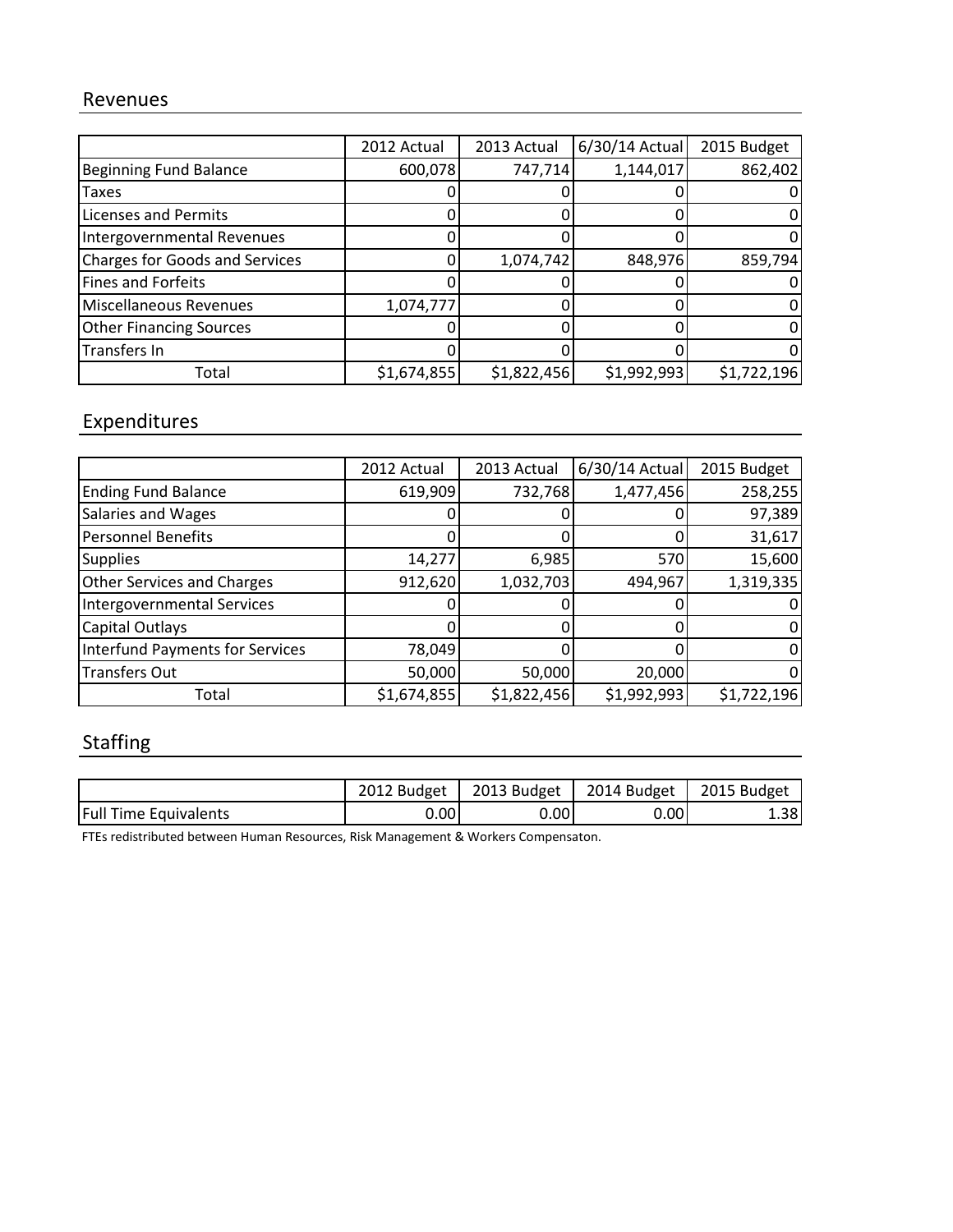## Revenues

| | 2012 Actual | 2013 Actual | 6/30/14 Actual | 2015 Budget |
|---|---|---|---|---|
| Beginning Fund Balance | 600,078 | 747,714 | 1,144,017 | 862,402 |
| Taxes | 0 | 0 | 0 | 0 |
| Licenses and Permits | 0 | 0 | 0 | 0 |
| Intergovernmental Revenues | 0 | 0 | 0 | 0 |
| Charges for Goods and Services | 0 | 1,074,742 | 848,976 | 859,794 |
| Fines and Forfeits | 0 | 0 | 0 | 0 |
| Miscellaneous Revenues | 1,074,777 | 0 | 0 | 0 |
| Other Financing Sources | 0 | 0 | 0 | 0 |
| Transfers In | 0 | 0 | 0 | 0 |
| Total | $1,674,855 | $1,822,456 | $1,992,993 | $1,722,196 |

## Expenditures

| | 2012 Actual | 2013 Actual | 6/30/14 Actual | 2015 Budget |
|---|---|---|---|---|
| Ending Fund Balance | 619,909 | 732,768 | 1,477,456 | 258,255 |
| Salaries and Wages | 0 | 0 | 0 | 97,389 |
| Personnel Benefits | 0 | 0 | 0 | 31,617 |
| Supplies | 14,277 | 6,985 | 570 | 15,600 |
| Other Services and Charges | 912,620 | 1,032,703 | 494,967 | 1,319,335 |
| Intergovernmental Services | 0 | 0 | 0 | 0 |
| Capital Outlays | 0 | 0 | 0 | 0 |
| Interfund Payments for Services | 78,049 | 0 | 0 | 0 |
| Transfers Out | 50,000 | 50,000 | 20,000 | 0 |
| Total | $1,674,855 | $1,822,456 | $1,992,993 | $1,722,196 |

## Staffing

| | 2012 Budget | 2013 Budget | 2014 Budget | 2015 Budget |
|---|---|---|---|---|
| Full Time Equivalents | 0.00 | 0.00 | 0.00 | 1.38 |

FTEs redistributed between Human Resources, Risk Management & Workers Compensaton.